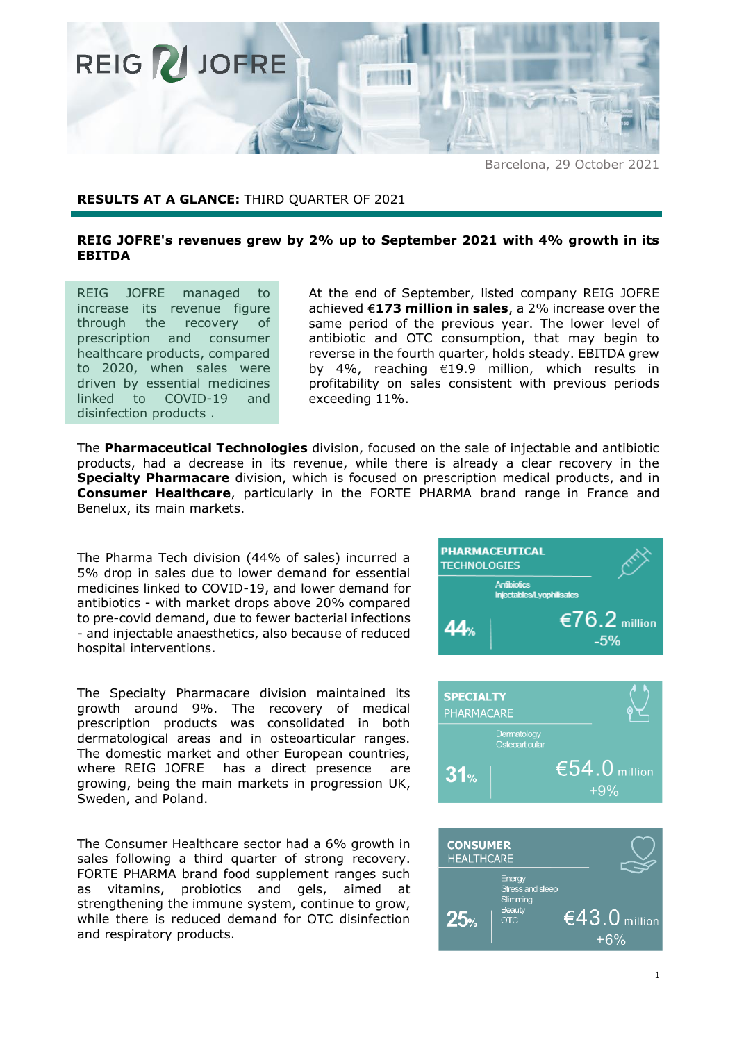REIG JOFRE

Barcelona, 29 October 2021

**RESULTS AT A GLANCE:** THIRD QUARTER OF 2021

## REIG JOFRE's revenues grew by 2% up to September 2021 with 4% growth in its EBITDA

REIG JOFRE managed to increase its revenue figure through the recovery of prescription and consumer healthcare products, compared to 2020, when sales were driven by essential medicines linked to COVID-19 and disinfection products .

At the end of September, listed company REIG JOFRE achieved **€173 million in sales**, a 2% increase over the same period of the previous year. The lower level of antibiotic and OTC consumption, that may begin to reverse in the fourth quarter, holds steady. EBITDA grew by 4%, reaching €19.9 million, which results in profitability on sales consistent with previous periods exceeding 11%.

The **Pharmaceutical Technologies** division, focused on the sale of injectable and antibiotic products, had a decrease in its revenue, while there is already a clear recovery in the **Specialty Pharmacare** division, which is focused on prescription medical products, and in **Consumer Healthcare**, particularly in the FORTE PHARMA brand range in France and Benelux, its main markets.

The Pharma Tech division (44% of sales) incurred a 5% drop in sales due to lower demand for essential medicines linked to COVID-19, and lower demand for antibiotics - with market drops above 20% compared to pre-covid demand, due to fewer bacterial infections - and injectable anaesthetics, also because of reduced hospital interventions.

**PHARMACEUTICAL TECHNOLOGIES**
Antibiotics
Injectables/Lyophilisates
44% | €76.2 million
-5%

The Specialty Pharmacare division maintained its growth around 9%. The recovery of medical prescription products was consolidated in both dermatological areas and in osteoarticular ranges. The domestic market and other European countries, where REIG JOFRE has a direct presence are growing, being the main markets in progression UK, Sweden, and Poland.

**SPECIALTY PHARMACARE**
Dermatology
Osteoarticular
31% | €54.0 million
+9%

The Consumer Healthcare sector had a 6% growth in sales following a third quarter of strong recovery. FORTE PHARMA brand food supplement ranges such as vitamins, probiotics and gels, aimed at strengthening the immune system, continue to grow, while there is reduced demand for OTC disinfection and respiratory products.

**CONSUMER HEALTHCARE**
Energy
Stress and sleep
Slimming
Beauty
OTC
25% | €43.0 million
+6%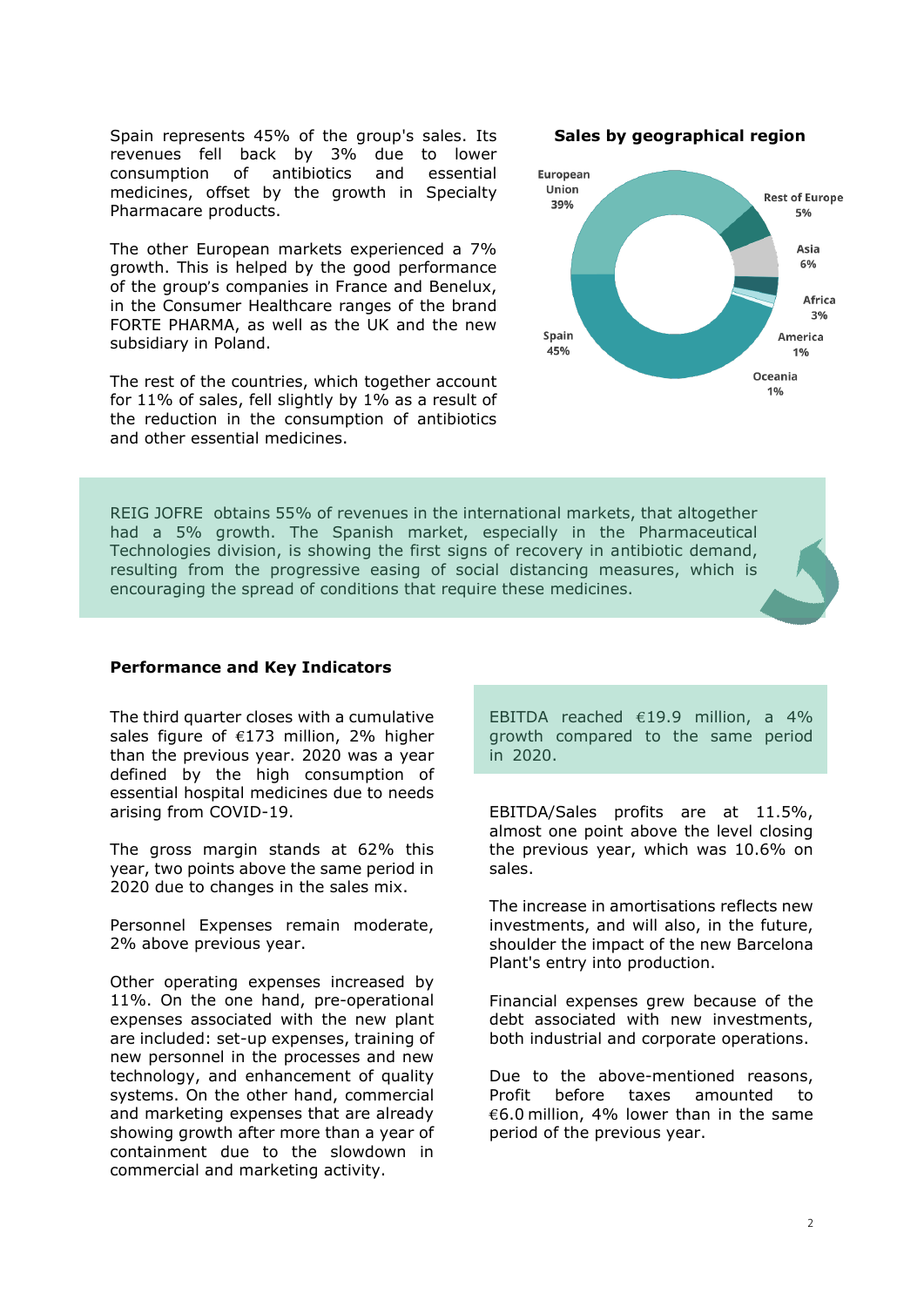Spain represents 45% of the group's sales. Its revenues fell back by 3% due to lower consumption of antibiotics and essential medicines, offset by the growth in Specialty Pharmacare products.

The other European markets experienced a 7% growth. This is helped by the good performance of the group's companies in France and Benelux, in the Consumer Healthcare ranges of the brand FORTE PHARMA, as well as the UK and the new subsidiary in Poland.

The rest of the countries, which together account for 11% of sales, fell slightly by 1% as a result of the reduction in the consumption of antibiotics and other essential medicines.

**Sales by geographical region**

| Region | Share |
| --- | --- |
| European Union | 39% |
| Rest of Europe | 5% |
| Asia | 6% |
| Africa | 3% |
| America | 1% |
| Oceania | 1% |
| Spain | 45% |

REIG JOFRE obtains 55% of revenues in the international markets, that altogether had a 5% growth. The Spanish market, especially in the Pharmaceutical Technologies division, is showing the first signs of recovery in antibiotic demand, resulting from the progressive easing of social distancing measures, which is encouraging the spread of conditions that require these medicines.

**Performance and Key Indicators**

The third quarter closes with a cumulative sales figure of €173 million, 2% higher than the previous year. 2020 was a year defined by the high consumption of essential hospital medicines due to needs arising from COVID-19.

The gross margin stands at 62% this year, two points above the same period in 2020 due to changes in the sales mix.

Personnel Expenses remain moderate, 2% above previous year.

Other operating expenses increased by 11%. On the one hand, pre-operational expenses associated with the new plant are included: set-up expenses, training of new personnel in the processes and new technology, and enhancement of quality systems. On the other hand, commercial and marketing expenses that are already showing growth after more than a year of containment due to the slowdown in commercial and marketing activity.

EBITDA reached €19.9 million, a 4% growth compared to the same period in 2020.

EBITDA/Sales profits are at 11.5%, almost one point above the level closing the previous year, which was 10.6% on sales.

The increase in amortisations reflects new investments, and will also, in the future, shoulder the impact of the new Barcelona Plant's entry into production.

Financial expenses grew because of the debt associated with new investments, both industrial and corporate operations.

Due to the above-mentioned reasons, Profit before taxes amounted to €6.0 million, 4% lower than in the same period of the previous year.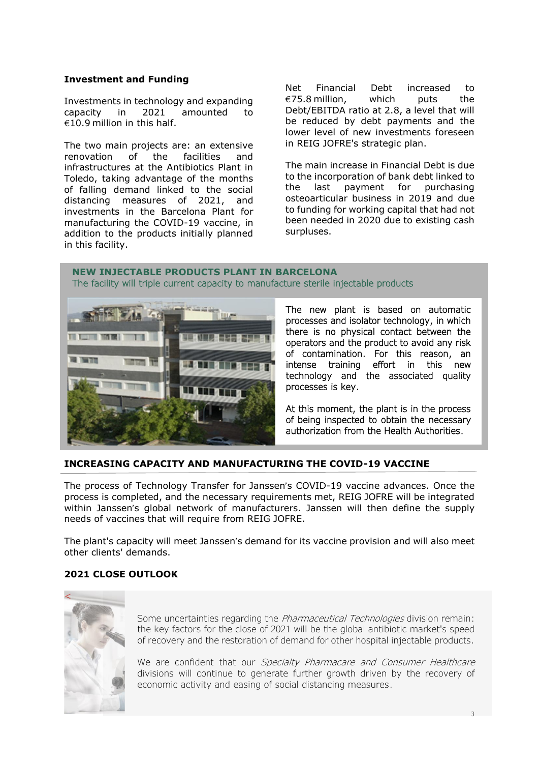## Investment and Funding

Investments in technology and expanding capacity in 2021 amounted to €10.9 million in this half.

The two main projects are: an extensive renovation of the facilities and infrastructures at the Antibiotics Plant in Toledo, taking advantage of the months of falling demand linked to the social distancing measures of 2021, and investments in the Barcelona Plant for manufacturing the COVID-19 vaccine, in addition to the products initially planned in this facility.

Net Financial Debt increased to €75.8 million, which puts the Debt/EBITDA ratio at 2.8, a level that will be reduced by debt payments and the lower level of new investments foreseen in REIG JOFRE's strategic plan.

The main increase in Financial Debt is due to the incorporation of bank debt linked to the last payment for purchasing osteoarticular business in 2019 and due to funding for working capital that had not been needed in 2020 due to existing cash surpluses.

## NEW INJECTABLE PRODUCTS PLANT IN BARCELONA

The facility will triple current capacity to manufacture sterile injectable products

The new plant is based on automatic processes and isolator technology, in which there is no physical contact between the operators and the product to avoid any risk of contamination. For this reason, an intense training effort in this new technology and the associated quality processes is key.

At this moment, the plant is in the process of being inspected to obtain the necessary authorization from the Health Authorities.

## INCREASING CAPACITY AND MANUFACTURING THE COVID-19 VACCINE

The process of Technology Transfer for Janssen's COVID-19 vaccine advances. Once the process is completed, and the necessary requirements met, REIG JOFRE will be integrated within Janssen's global network of manufacturers. Janssen will then define the supply needs of vaccines that will require from REIG JOFRE.

The plant's capacity will meet Janssen's demand for its vaccine provision and will also meet other clients' demands.

## 2021 CLOSE OUTLOOK

Some uncertainties regarding the *Pharmaceutical Technologies* division remain: the key factors for the close of 2021 will be the global antibiotic market's speed of recovery and the restoration of demand for other hospital injectable products.

We are confident that our *Specialty Pharmacare and Consumer Healthcare* divisions will continue to generate further growth driven by the recovery of economic activity and easing of social distancing measures.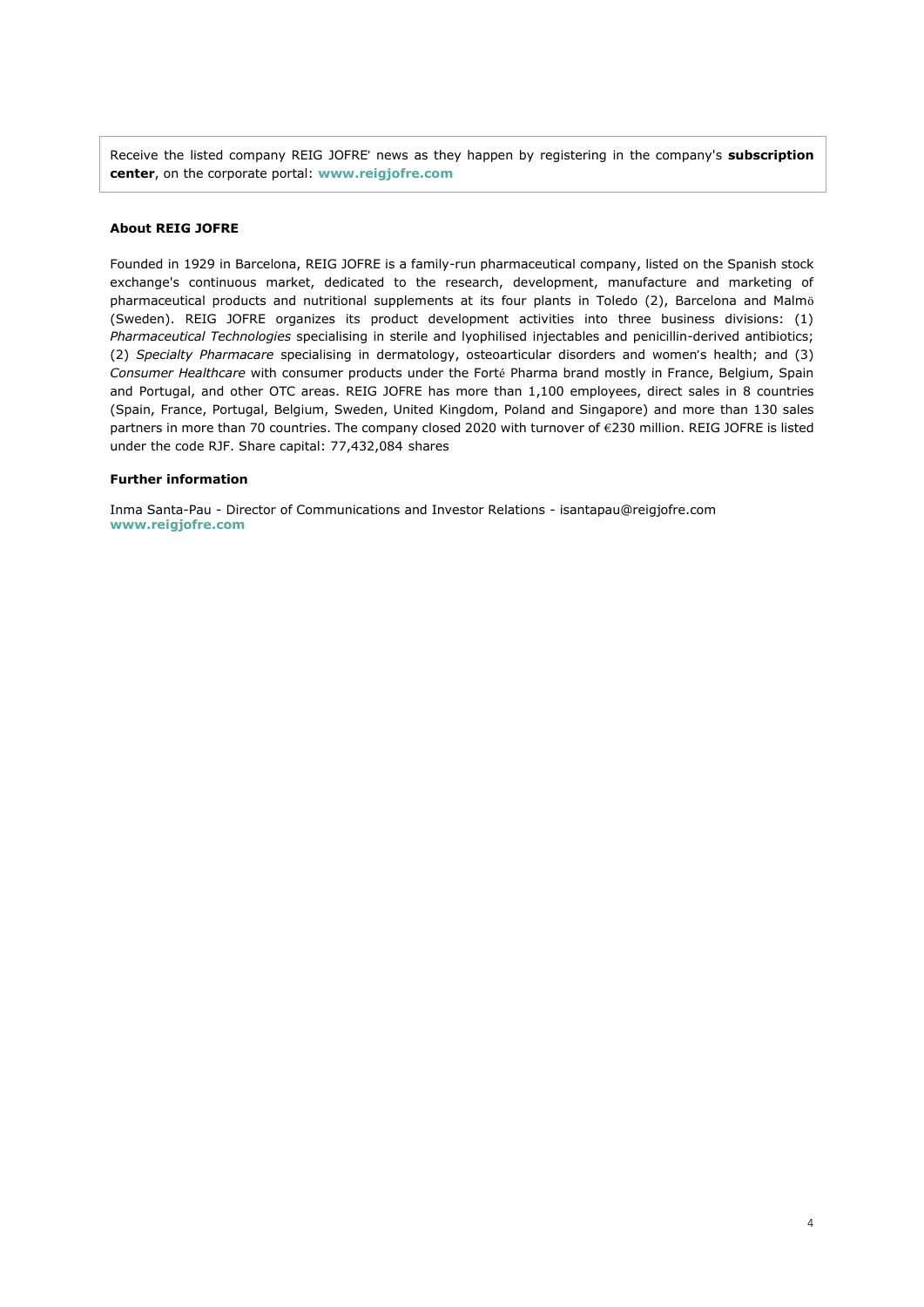Receive the listed company REIG JOFRE' news as they happen by registering in the company's **subscription center**, on the corporate portal: **www.reigjofre.com**

**About REIG JOFRE**

Founded in 1929 in Barcelona, REIG JOFRE is a family-run pharmaceutical company, listed on the Spanish stock exchange's continuous market, dedicated to the research, development, manufacture and marketing of pharmaceutical products and nutritional supplements at its four plants in Toledo (2), Barcelona and Malmö (Sweden). REIG JOFRE organizes its product development activities into three business divisions: (1) *Pharmaceutical Technologies* specialising in sterile and lyophilised injectables and penicillin-derived antibiotics; (2) *Specialty Pharmacare* specialising in dermatology, osteoarticular disorders and women's health; and (3) *Consumer Healthcare* with consumer products under the Forté Pharma brand mostly in France, Belgium, Spain and Portugal, and other OTC areas. REIG JOFRE has more than 1,100 employees, direct sales in 8 countries (Spain, France, Portugal, Belgium, Sweden, United Kingdom, Poland and Singapore) and more than 130 sales partners in more than 70 countries. The company closed 2020 with turnover of €230 million. REIG JOFRE is listed under the code RJF. Share capital: 77,432,084 shares

**Further information**

Inma Santa-Pau - Director of Communications and Investor Relations - isantapau@reigjofre.com
**www.reigjofre.com**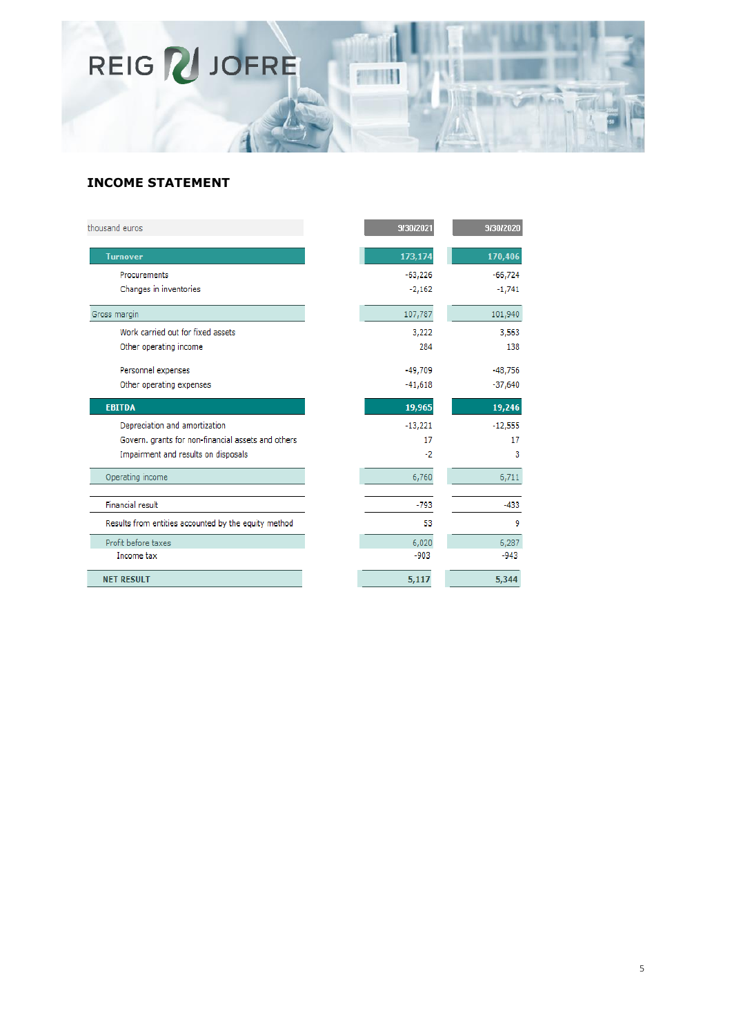## INCOME STATEMENT

| thousand euros | 9/30/2021 | 9/30/2020 |
|---|---|---|
| **Turnover** | **173,174** | **170,406** |
| Procurements | -63,226 | -66,724 |
| Changes in inventories | -2,162 | -1,741 |
| Gross margin | 107,787 | 101,940 |
| Work carried out for fixed assets | 3,222 | 3,563 |
| Other operating income | 284 | 138 |
| Personnel expenses | -49,709 | -48,756 |
| Other operating expenses | -41,618 | -37,640 |
| **EBITDA** | **19,965** | **19,246** |
| Depreciation and amortization | -13,221 | -12,555 |
| Govern. grants for non-financial assets and others | 17 | 17 |
| Impairment and results on disposals | -2 | 3 |
| Operating income | 6,760 | 6,711 |
| Financial result | -793 | -433 |
| Results from entities accounted by the equity method | 53 | 9 |
| Profit before taxes | 6,020 | 6,287 |
| Income tax | -903 | -943 |
| **NET RESULT** | **5,117** | **5,344** |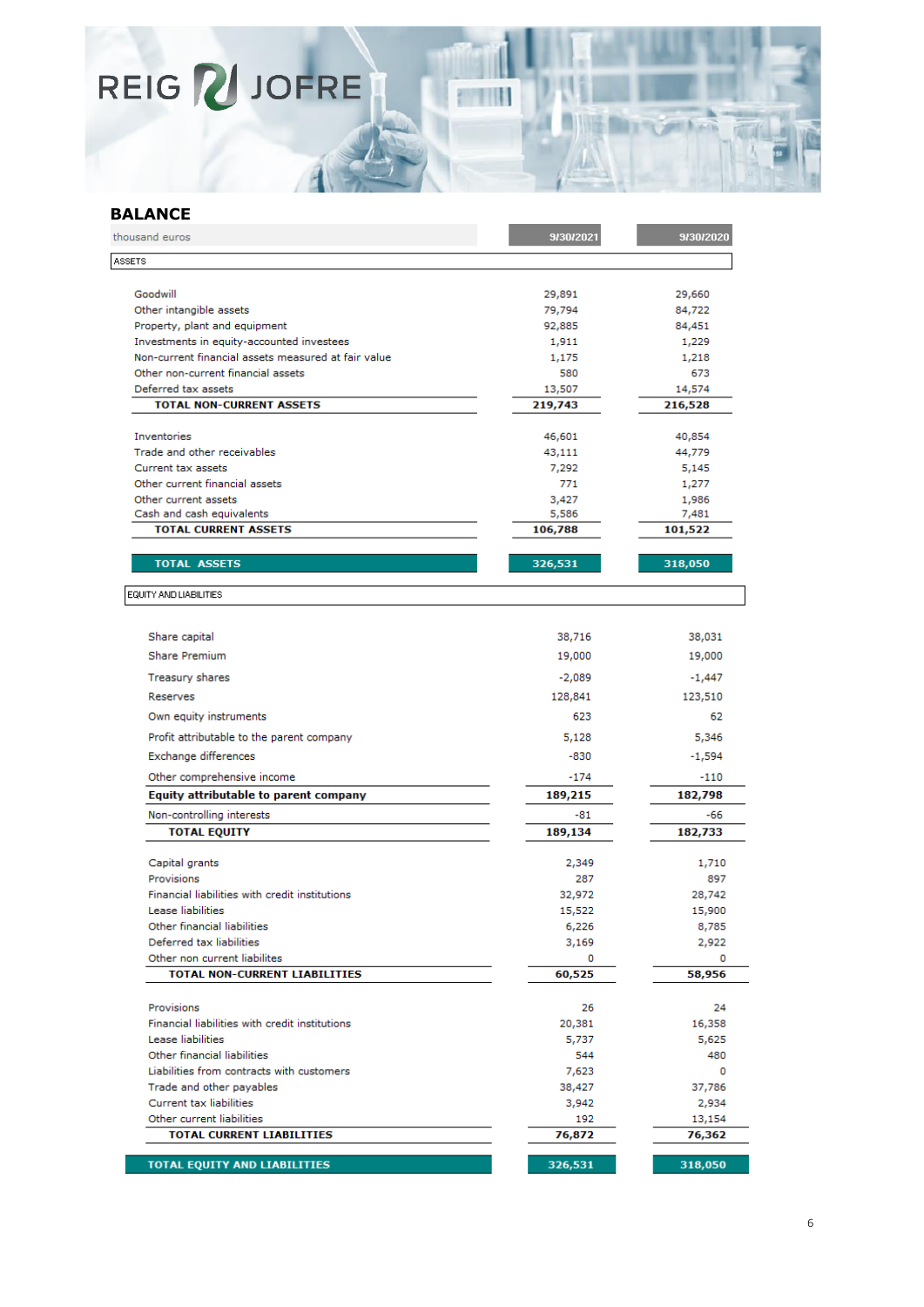REIG JOFRE

## BALANCE

| thousand euros | 9/30/2021 | 9/30/2020 |
|---|---|---|
| **ASSETS** | | |
| Goodwill | 29,891 | 29,660 |
| Other intangible assets | 79,794 | 84,722 |
| Property, plant and equipment | 92,885 | 84,451 |
| Investments in equity-accounted investees | 1,911 | 1,229 |
| Non-current financial assets measured at fair value | 1,175 | 1,218 |
| Other non-current financial assets | 580 | 673 |
| Deferred tax assets | 13,507 | 14,574 |
| **TOTAL NON-CURRENT ASSETS** | **219,743** | **216,528** |
| Inventories | 46,601 | 40,854 |
| Trade and other receivables | 43,111 | 44,779 |
| Current tax assets | 7,292 | 5,145 |
| Other current financial assets | 771 | 1,277 |
| Other current assets | 3,427 | 1,986 |
| Cash and cash equivalents | 5,586 | 7,481 |
| **TOTAL CURRENT ASSETS** | **106,788** | **101,522** |
| **TOTAL ASSETS** | **326,531** | **318,050** |
| **EQUITY AND LIABILITIES** | | |
| Share capital | 38,716 | 38,031 |
| Share Premium | 19,000 | 19,000 |
| Treasury shares | -2,089 | -1,447 |
| Reserves | 128,841 | 123,510 |
| Own equity instruments | 623 | 62 |
| Profit attributable to the parent company | 5,128 | 5,346 |
| Exchange differences | -830 | -1,594 |
| Other comprehensive income | -174 | -110 |
| **Equity attributable to parent company** | **189,215** | **182,798** |
| Non-controlling interests | -81 | -66 |
| **TOTAL EQUITY** | **189,134** | **182,733** |
| Capital grants | 2,349 | 1,710 |
| Provisions | 287 | 897 |
| Financial liabilities with credit institutions | 32,972 | 28,742 |
| Lease liabilities | 15,522 | 15,900 |
| Other financial liabilities | 6,226 | 8,785 |
| Deferred tax liabilities | 3,169 | 2,922 |
| Other non current liabilites | 0 | 0 |
| **TOTAL NON-CURRENT LIABILITIES** | **60,525** | **58,956** |
| Provisions | 26 | 24 |
| Financial liabilities with credit institutions | 20,381 | 16,358 |
| Lease liabilities | 5,737 | 5,625 |
| Other financial liabilities | 544 | 480 |
| Liabilities from contracts with customers | 7,623 | 0 |
| Trade and other payables | 38,427 | 37,786 |
| Current tax liabilities | 3,942 | 2,934 |
| Other current liabilities | 192 | 13,154 |
| **TOTAL CURRENT LIABILITIES** | **76,872** | **76,362** |
| **TOTAL EQUITY AND LIABILITIES** | **326,531** | **318,050** |